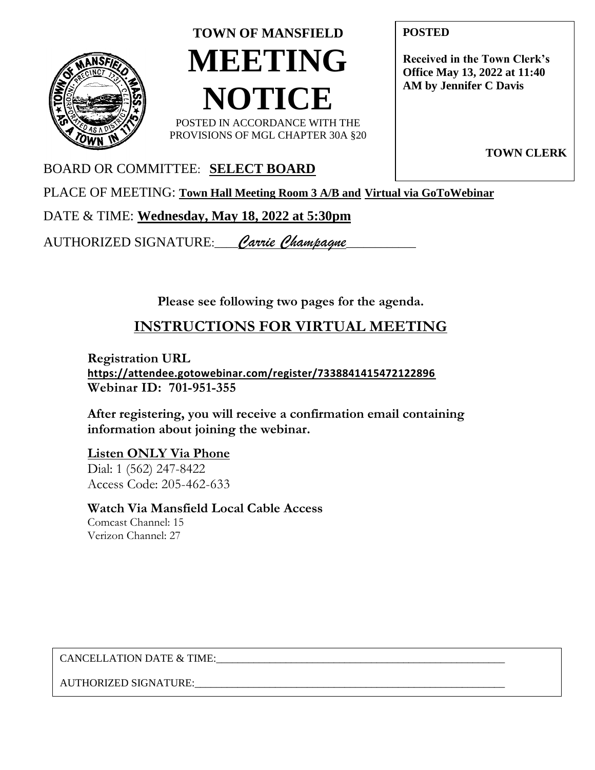# TOWN OF MANSFIELD

# MEETING NOTICE

POSTED IN ACCORDANCE WITH THE PROVISIONS OF MGL CHAPTER 30A §20

**POSTED**

**Received in the Town Clerk's Office May 13, 2022 at 11:40 AM by Jennifer C Davis**

**TOWN CLERK**

BOARD OR COMMITTEE: **SELECT BOARD**

PLACE OF MEETING: **Town Hall Meeting Room 3 A/B and Virtual via GoToWebinar**

DATE & TIME: **Wednesday, May 18, 2022 at 5:30pm**

AUTHORIZED SIGNATURE: *Carrie Champagne*

**Please see following two pages for the agenda.**

## INSTRUCTIONS FOR VIRTUAL MEETING

**Registration URL**
**https://attendee.gotowebinar.com/register/7338841415472122896**
**Webinar ID: 701-951-355**

**After registering, you will receive a confirmation email containing information about joining the webinar.**

**Listen ONLY Via Phone**
Dial: 1 (562) 247-8422
Access Code: 205-462-633

**Watch Via Mansfield Local Cable Access**
Comcast Channel: 15
Verizon Channel: 27

CANCELLATION DATE & TIME:\_\_\_\_\_\_\_\_\_\_\_\_\_\_\_\_\_\_\_\_\_\_\_\_\_\_\_\_\_\_

AUTHORIZED SIGNATURE:\_\_\_\_\_\_\_\_\_\_\_\_\_\_\_\_\_\_\_\_\_\_\_\_\_\_\_\_\_\_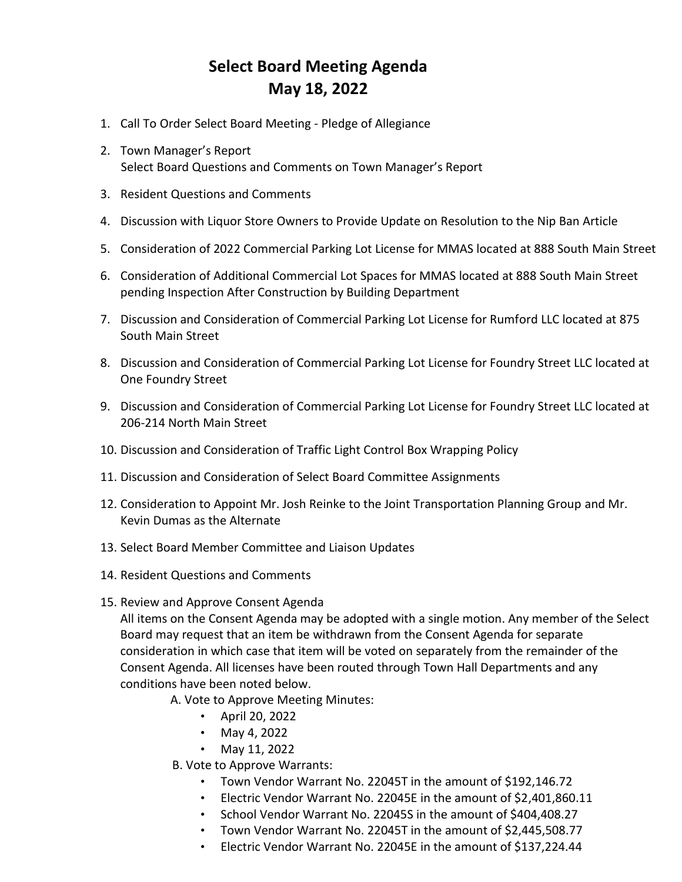# Select Board Meeting Agenda
# May 18, 2022

1. Call To Order Select Board Meeting - Pledge of Allegiance
2. Town Manager's Report
   Select Board Questions and Comments on Town Manager's Report
3. Resident Questions and Comments
4. Discussion with Liquor Store Owners to Provide Update on Resolution to the Nip Ban Article
5. Consideration of 2022 Commercial Parking Lot License for MMAS located at 888 South Main Street
6. Consideration of Additional Commercial Lot Spaces for MMAS located at 888 South Main Street pending Inspection After Construction by Building Department
7. Discussion and Consideration of Commercial Parking Lot License for Rumford LLC located at 875 South Main Street
8. Discussion and Consideration of Commercial Parking Lot License for Foundry Street LLC located at One Foundry Street
9. Discussion and Consideration of Commercial Parking Lot License for Foundry Street LLC located at 206-214 North Main Street
10. Discussion and Consideration of Traffic Light Control Box Wrapping Policy
11. Discussion and Consideration of Select Board Committee Assignments
12. Consideration to Appoint Mr. Josh Reinke to the Joint Transportation Planning Group and Mr. Kevin Dumas as the Alternate
13. Select Board Member Committee and Liaison Updates
14. Resident Questions and Comments
15. Review and Approve Consent Agenda
    All items on the Consent Agenda may be adopted with a single motion. Any member of the Select Board may request that an item be withdrawn from the Consent Agenda for separate consideration in which case that item will be voted on separately from the remainder of the Consent Agenda. All licenses have been routed through Town Hall Departments and any conditions have been noted below.
    A. Vote to Approve Meeting Minutes:
       - April 20, 2022
       - May 4, 2022
       - May 11, 2022
    B. Vote to Approve Warrants:
       - Town Vendor Warrant No. 22045T in the amount of $192,146.72
       - Electric Vendor Warrant No. 22045E in the amount of $2,401,860.11
       - School Vendor Warrant No. 22045S in the amount of $404,408.27
       - Town Vendor Warrant No. 22045T in the amount of $2,445,508.77
       - Electric Vendor Warrant No. 22045E in the amount of $137,224.44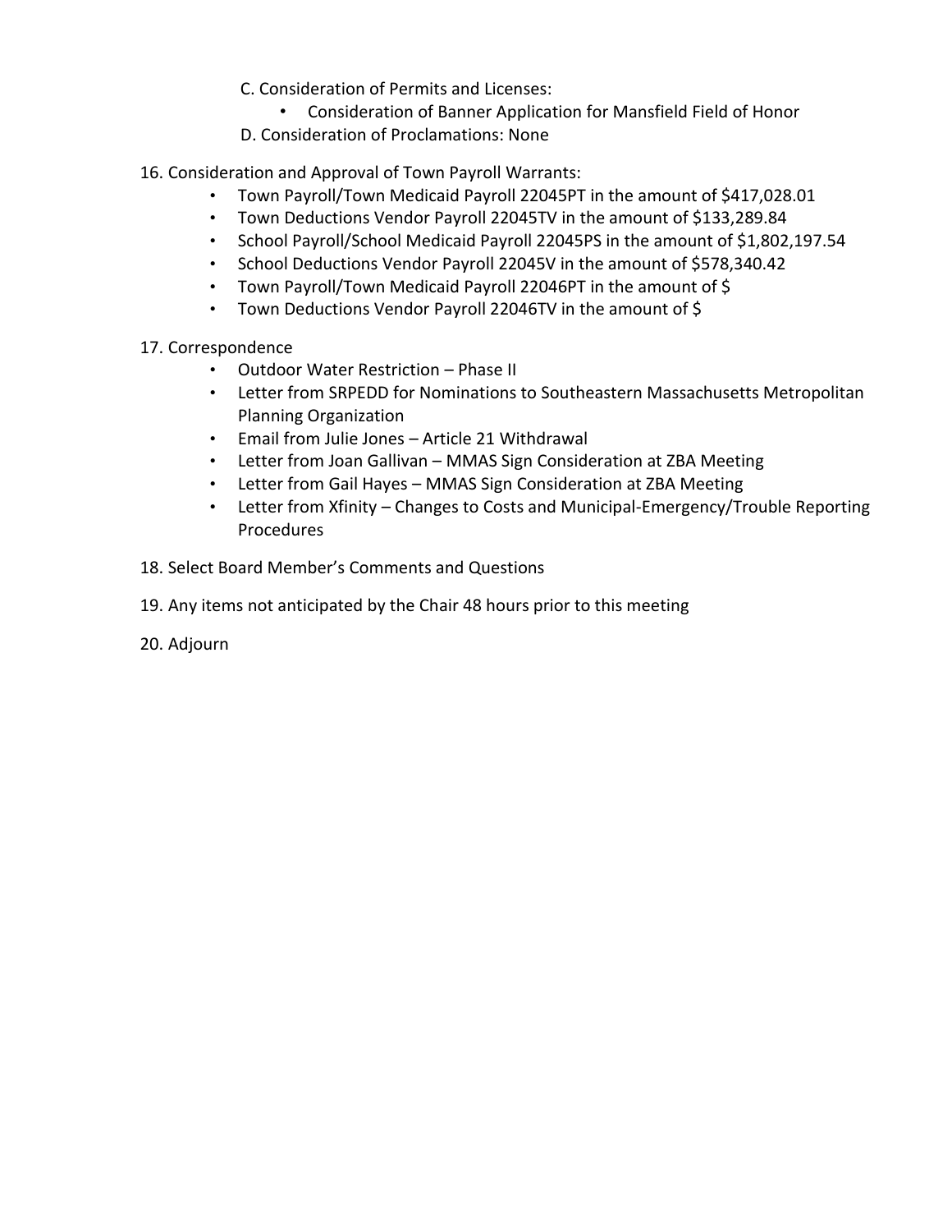C. Consideration of Permits and Licenses:

- Consideration of Banner Application for Mansfield Field of Honor

D. Consideration of Proclamations: None

16. Consideration and Approval of Town Payroll Warrants:
    - Town Payroll/Town Medicaid Payroll 22045PT in the amount of $417,028.01
    - Town Deductions Vendor Payroll 22045TV in the amount of $133,289.84
    - School Payroll/School Medicaid Payroll 22045PS in the amount of $1,802,197.54
    - School Deductions Vendor Payroll 22045V in the amount of $578,340.42
    - Town Payroll/Town Medicaid Payroll 22046PT in the amount of $
    - Town Deductions Vendor Payroll 22046TV in the amount of $

17. Correspondence
    - Outdoor Water Restriction – Phase II
    - Letter from SRPEDD for Nominations to Southeastern Massachusetts Metropolitan Planning Organization
    - Email from Julie Jones – Article 21 Withdrawal
    - Letter from Joan Gallivan – MMAS Sign Consideration at ZBA Meeting
    - Letter from Gail Hayes – MMAS Sign Consideration at ZBA Meeting
    - Letter from Xfinity – Changes to Costs and Municipal-Emergency/Trouble Reporting Procedures

18. Select Board Member's Comments and Questions

19. Any items not anticipated by the Chair 48 hours prior to this meeting

20. Adjourn